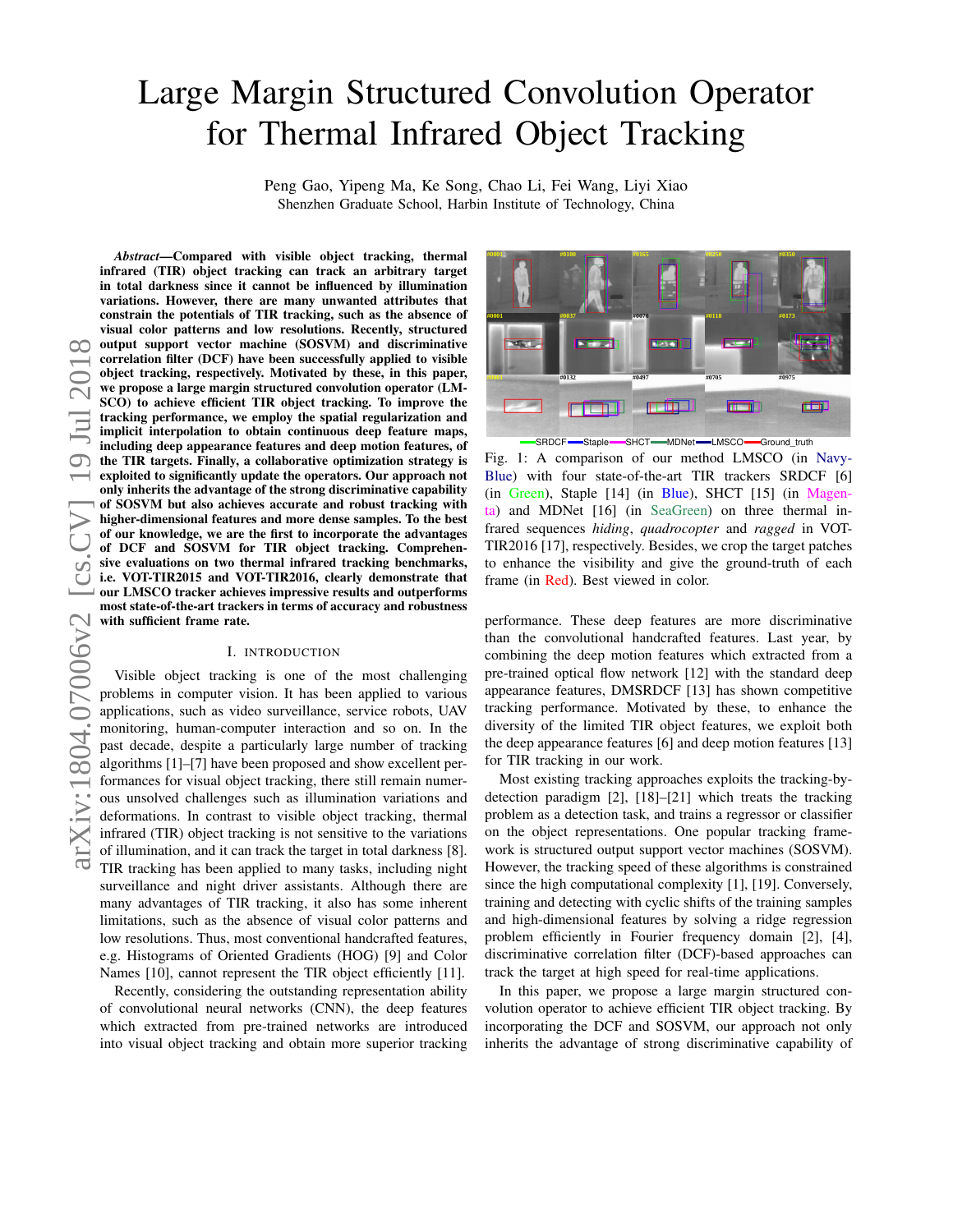# Large Margin Structured Convolution Operator for Thermal Infrared Object Tracking

Peng Gao, Yipeng Ma, Ke Song, Chao Li, Fei Wang, Liyi Xiao
Shenzhen Graduate School, Harbin Institute of Technology, China

***Abstract*—Compared with visible object tracking, thermal infrared (TIR) object tracking can track an arbitrary target in total darkness since it cannot be influenced by illumination variations. However, there are many unwanted attributes that constrain the potentials of TIR tracking, such as the absence of visual color patterns and low resolutions. Recently, structured output support vector machine (SOSVM) and discriminative correlation filter (DCF) have been successfully applied to visible object tracking, respectively. Motivated by these, in this paper, we propose a large margin structured convolution operator (LMSCO) to achieve efficient TIR object tracking. To improve the tracking performance, we employ the spatial regularization and implicit interpolation to obtain continuous deep feature maps, including deep appearance features and deep motion features, of the TIR targets. Finally, a collaborative optimization strategy is exploited to significantly update the operators. Our approach not only inherits the advantage of the strong discriminative capability of SOSVM but also achieves accurate and robust tracking with higher-dimensional features and more dense samples. To the best of our knowledge, we are the first to incorporate the advantages of DCF and SOSVM for TIR object tracking. Comprehensive evaluations on two thermal infrared tracking benchmarks, i.e. VOT-TIR2015 and VOT-TIR2016, clearly demonstrate that our LMSCO tracker achieves impressive results and outperforms most state-of-the-art trackers in terms of accuracy and robustness with sufficient frame rate.**

## I. Introduction

Visible object tracking is one of the most challenging problems in computer vision. It has been applied to various applications, such as video surveillance, service robots, UAV monitoring, human-computer interaction and so on. In the past decade, despite a particularly large number of tracking algorithms [1]–[7] have been proposed and show excellent performances for visual object tracking, there still remain numerous unsolved challenges such as illumination variations and deformations. In contrast to visible object tracking, thermal infrared (TIR) object tracking is not sensitive to the variations of illumination, and it can track the target in total darkness [8]. TIR tracking has been applied to many tasks, including night surveillance and night driver assistants. Although there are many advantages of TIR tracking, it also has some inherent limitations, such as the absence of visual color patterns and low resolutions. Thus, most conventional handcrafted features, e.g. Histograms of Oriented Gradients (HOG) [9] and Color Names [10], cannot represent the TIR object efficiently [11].

Recently, considering the outstanding representation ability of convolutional neural networks (CNN), the deep features which extracted from pre-trained networks are introduced into visual object tracking and obtain more superior tracking performance. These deep features are more discriminative than the convolutional handcrafted features. Last year, by combining the deep motion features which extracted from a pre-trained optical flow network [12] with the standard deep appearance features, DMSRDCF [13] has shown competitive tracking performance. Motivated by these, to enhance the diversity of the limited TIR object features, we exploit both the deep appearance features [6] and deep motion features [13] for TIR tracking in our work.

Fig. 1: A comparison of our method LMSCO (in Navy-Blue) with four state-of-the-art TIR trackers SRDCF [6] (in Green), Staple [14] (in Blue), SHCT [15] (in Magenta) and MDNet [16] (in SeaGreen) on three thermal infrared sequences *hiding*, *quadrocopter* and *ragged* in VOT-TIR2016 [17], respectively. Besides, we crop the target patches to enhance the visibility and give the ground-truth of each frame (in Red). Best viewed in color.

Most existing tracking approaches exploits the tracking-by-detection paradigm [2], [18]–[21] which treats the tracking problem as a detection task, and trains a regressor or classifier on the object representations. One popular tracking framework is structured output support vector machines (SOSVM). However, the tracking speed of these algorithms is constrained since the high computational complexity [1], [19]. Conversely, training and detecting with cyclic shifts of the training samples and high-dimensional features by solving a ridge regression problem efficiently in Fourier frequency domain [2], [4], discriminative correlation filter (DCF)-based approaches can track the target at high speed for real-time applications.

In this paper, we propose a large margin structured convolution operator to achieve efficient TIR object tracking. By incorporating the DCF and SOSVM, our approach not only inherits the advantage of strong discriminative capability of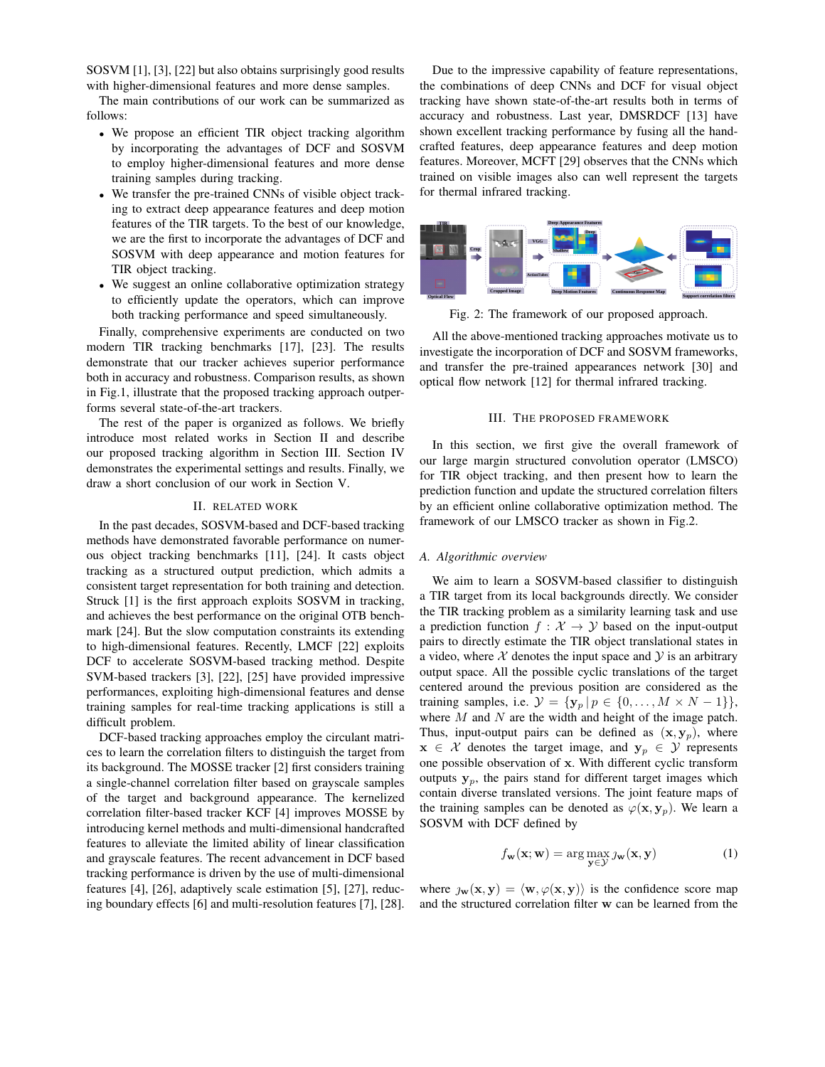SOSVM [1], [3], [22] but also obtains surprisingly good results with higher-dimensional features and more dense samples.

The main contributions of our work can be summarized as follows:

- We propose an efficient TIR object tracking algorithm by incorporating the advantages of DCF and SOSVM to employ higher-dimensional features and more dense training samples during tracking.
- We transfer the pre-trained CNNs of visible object tracking to extract deep appearance features and deep motion features of the TIR targets. To the best of our knowledge, we are the first to incorporate the advantages of DCF and SOSVM with deep appearance and motion features for TIR object tracking.
- We suggest an online collaborative optimization strategy to efficiently update the operators, which can improve both tracking performance and speed simultaneously.

Finally, comprehensive experiments are conducted on two modern TIR tracking benchmarks [17], [23]. The results demonstrate that our tracker achieves superior performance both in accuracy and robustness. Comparison results, as shown in Fig.1, illustrate that the proposed tracking approach outperforms several state-of-the-art trackers.

The rest of the paper is organized as follows. We briefly introduce most related works in Section II and describe our proposed tracking algorithm in Section III. Section IV demonstrates the experimental settings and results. Finally, we draw a short conclusion of our work in Section V.

## II. Related Work

In the past decades, SOSVM-based and DCF-based tracking methods have demonstrated favorable performance on numerous object tracking benchmarks [11], [24]. It casts object tracking as a structured output prediction, which admits a consistent target representation for both training and detection. Struck [1] is the first approach exploits SOSVM in tracking, and achieves the best performance on the original OTB benchmark [24]. But the slow computation constraints its extending to high-dimensional features. Recently, LMCF [22] exploits DCF to accelerate SOSVM-based tracking method. Despite SVM-based trackers [3], [22], [25] have provided impressive performances, exploiting high-dimensional features and dense training samples for real-time tracking applications is still a difficult problem.

DCF-based tracking approaches employ the circulant matrices to learn the correlation filters to distinguish the target from its background. The MOSSE tracker [2] first considers training a single-channel correlation filter based on grayscale samples of the target and background appearance. The kernelized correlation filter-based tracker KCF [4] improves MOSSE by introducing kernel methods and multi-dimensional handcrafted features to alleviate the limited ability of linear classification and grayscale features. The recent advancement in DCF based tracking performance is driven by the use of multi-dimensional features [4], [26], adaptively scale estimation [5], [27], reducing boundary effects [6] and multi-resolution features [7], [28].

Due to the impressive capability of feature representations, the combinations of deep CNNs and DCF for visual object tracking have shown state-of-the-art results both in terms of accuracy and robustness. Last year, DMSRDCF [13] have shown excellent tracking performance by fusing all the handcrafted features, deep appearance features and deep motion features. Moreover, MCFT [29] observes that the CNNs which trained on visible images also can well represent the targets for thermal infrared tracking.

TIR
Optical Flow
Crop
Cropped Image
VGG
ActionTubes
Deep Appearance Features
Deep
Shallow
Deep Motion Features
Continuous Response Map
Support correlation filters

Fig. 2: The framework of our proposed approach.

All the above-mentioned tracking approaches motivate us to investigate the incorporation of DCF and SOSVM frameworks, and transfer the pre-trained appearances network [30] and optical flow network [12] for thermal infrared tracking.

## III. The Proposed Framework

In this section, we first give the overall framework of our large margin structured convolution operator (LMSCO) for TIR object tracking, and then present how to learn the prediction function and update the structured correlation filters by an efficient online collaborative optimization method. The framework of our LMSCO tracker as shown in Fig.2.

### A. Algorithmic overview

We aim to learn a SOSVM-based classifier to distinguish a TIR target from its local backgrounds directly. We consider the TIR tracking problem as a similarity learning task and use a prediction function $f : \mathcal{X} \rightarrow \mathcal{Y}$ based on the input-output pairs to directly estimate the TIR object translational states in a video, where $\mathcal{X}$ denotes the input space and $\mathcal{Y}$ is an arbitrary output space. All the possible cyclic translations of the target centered around the previous position are considered as the training samples, i.e. $\mathcal{Y} = \{\mathbf{y}_p \,|\, p \in \{0, \ldots, M \times N - 1\}\}$, where $M$ and $N$ are the width and height of the image patch. Thus, input-output pairs can be defined as $(\mathbf{x}, \mathbf{y}_p)$, where $\mathbf{x} \in \mathcal{X}$ denotes the target image, and $\mathbf{y}_p \in \mathcal{Y}$ represents one possible observation of $\mathbf{x}$. With different cyclic transform outputs $\mathbf{y}_p$, the pairs stand for different target images which contain diverse translated versions. The joint feature maps of the training samples can be denoted as $\varphi(\mathbf{x}, \mathbf{y}_p)$. We learn a SOSVM with DCF defined by

$$f_{\mathbf{w}}(\mathbf{x}; \mathbf{w}) = \arg\max_{\mathbf{y} \in \mathcal{Y}} \jmath_{\mathbf{w}}(\mathbf{x}, \mathbf{y}) \tag{1}$$

where $\jmath_{\mathbf{w}}(\mathbf{x}, \mathbf{y}) = \langle \mathbf{w}, \varphi(\mathbf{x}, \mathbf{y}) \rangle$ is the confidence score map and the structured correlation filter $\mathbf{w}$ can be learned from the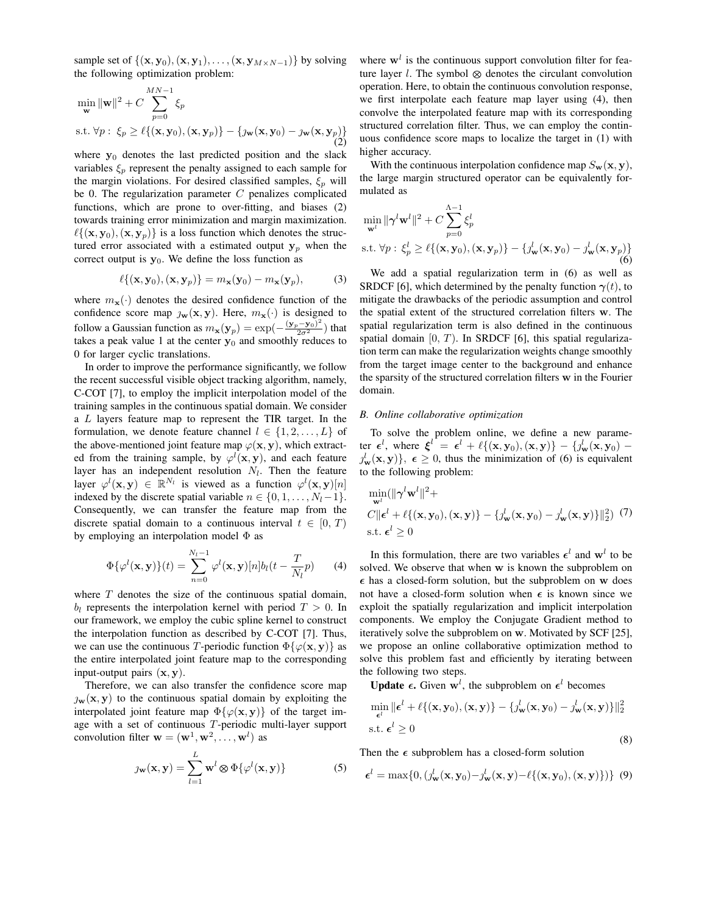sample set of $\{(\mathbf{x}, \mathbf{y}_0), (\mathbf{x}, \mathbf{y}_1), \ldots, (\mathbf{x}, \mathbf{y}_{M\times N-1})\}$ by solving the following optimization problem:

$$
\begin{aligned}
&\min_{\mathbf{w}} \|\mathbf{w}\|^2 + C\sum_{p=0}^{MN-1} \xi_p \\
&\text{s.t.}\ \forall p:\ \xi_p \geq \ell\{(\mathbf{x}, \mathbf{y}_0), (\mathbf{x}, \mathbf{y}_p)\} - \{\jmath_{\mathbf{w}}(\mathbf{x}, \mathbf{y}_0) - \jmath_{\mathbf{w}}(\mathbf{x}, \mathbf{y}_p)\}
\end{aligned} \tag{2}
$$

where $\mathbf{y}_0$ denotes the last predicted position and the slack variables $\xi_p$ represent the penalty assigned to each sample for the margin violations. For desired classified samples, $\xi_p$ will be 0. The regularization parameter $C$ penalizes complicated functions, which are prone to over-fitting, and biases (2) towards training error minimization and margin maximization. $\ell\{(\mathbf{x}, \mathbf{y}_0), (\mathbf{x}, \mathbf{y}_p)\}$ is a loss function which denotes the structured error associated with a estimated output $\mathbf{y}_p$ when the correct output is $\mathbf{y}_0$. We define the loss function as

$$
\ell\{(\mathbf{x}, \mathbf{y}_0), (\mathbf{x}, \mathbf{y}_p)\} = m_{\mathbf{x}}(\mathbf{y}_0) - m_{\mathbf{x}}(\mathbf{y}_p), \tag{3}
$$

where $m_{\mathbf{x}}(\cdot)$ denotes the desired confidence function of the confidence score map $\jmath_{\mathbf{w}}(\mathbf{x}, \mathbf{y})$. Here, $m_{\mathbf{x}}(\cdot)$ is designed to follow a Gaussian function as $m_{\mathbf{x}}(\mathbf{y}_p) = \exp(-\frac{(\mathbf{y}_p - \mathbf{y}_0)^2}{2\sigma^2})$ that takes a peak value 1 at the center $\mathbf{y}_0$ and smoothly reduces to 0 for larger cyclic translations.

In order to improve the performance significantly, we follow the recent successful visible object tracking algorithm, namely, C-COT [7], to employ the implicit interpolation model of the training samples in the continuous spatial domain. We consider a $L$ layers feature map to represent the TIR target. In the formulation, we denote feature channel $l \in \{1, 2, \ldots, L\}$ of the above-mentioned joint feature map $\varphi(\mathbf{x}, \mathbf{y})$, which extracted from the training sample, by $\varphi^l(\mathbf{x}, \mathbf{y})$, and each feature layer has an independent resolution $N_l$. Then the feature layer $\varphi^l(\mathbf{x}, \mathbf{y}) \in \mathbb{R}^{N_l}$ is viewed as a function $\varphi^l(\mathbf{x}, \mathbf{y})[n]$ indexed by the discrete spatial variable $n \in \{0, 1, \ldots, N_l - 1\}$. Consequently, we can transfer the feature map from the discrete spatial domain to a continuous interval $t \in [0, T)$ by employing an interpolation model $\Phi$ as

$$
\Phi\{\varphi^l(\mathbf{x}, \mathbf{y})\}(t) = \sum_{n=0}^{N_l-1} \varphi^l(\mathbf{x}, \mathbf{y})[n] b_l(t - \frac{T}{N_l}p) \tag{4}
$$

where $T$ denotes the size of the continuous spatial domain, $b_l$ represents the interpolation kernel with period $T > 0$. In our framework, we employ the cubic spline kernel to construct the interpolation function as described by C-COT [7]. Thus, we can use the continuous $T$-periodic function $\Phi\{\varphi(\mathbf{x}, \mathbf{y})\}$ as the entire interpolated joint feature map to the corresponding input-output pairs $(\mathbf{x}, \mathbf{y})$.

Therefore, we can also transfer the confidence score map $\jmath_{\mathbf{w}}(\mathbf{x}, \mathbf{y})$ to the continuous spatial domain by exploiting the interpolated joint feature map $\Phi\{\varphi(\mathbf{x}, \mathbf{y})\}$ of the target image with a set of continuous $T$-periodic multi-layer support convolution filter $\mathbf{w} = (\mathbf{w}^1, \mathbf{w}^2, \ldots, \mathbf{w}^l)$ as

$$
\jmath_{\mathbf{w}}(\mathbf{x}, \mathbf{y}) = \sum_{l=1}^{L} \mathbf{w}^l \otimes \Phi\{\varphi^l(\mathbf{x}, \mathbf{y})\} \tag{5}
$$

where $\mathbf{w}^l$ is the continuous support convolution filter for feature layer $l$. The symbol $\otimes$ denotes the circulant convolution operation. Here, to obtain the continuous convolution response, we first interpolate each feature map layer using (4), then convolve the interpolated feature map with its corresponding structured correlation filter. Thus, we can employ the continuous confidence score maps to localize the target in (1) with higher accuracy.

With the continuous interpolation confidence map $S_{\mathbf{w}}(\mathbf{x}, \mathbf{y})$, the large margin structured operator can be equivalently formulated as

$$
\begin{aligned}
&\min_{\mathbf{w}^l} \|\boldsymbol{\gamma}^l \mathbf{w}^l\|^2 + C\sum_{p=0}^{\Lambda-1} \xi_p^l \\
&\text{s.t.}\ \forall p:\ \xi_p^l \geq \ell\{(\mathbf{x}, \mathbf{y}_0), (\mathbf{x}, \mathbf{y}_p)\} - \{\jmath_{\mathbf{w}}^l(\mathbf{x}, \mathbf{y}_0) - \jmath_{\mathbf{w}}^l(\mathbf{x}, \mathbf{y}_p)\}
\end{aligned} \tag{6}
$$

We add a spatial regularization term in (6) as well as SRDCF [6], which determined by the penalty function $\boldsymbol{\gamma}(t)$, to mitigate the drawbacks of the periodic assumption and control the spatial extent of the structured correlation filters $\mathbf{w}$. The spatial regularization term is also defined in the continuous spatial domain $[0, T)$. In SRDCF [6], this spatial regularization term can make the regularization weights change smoothly from the target image center to the background and enhance the sparsity of the structured correlation filters $\mathbf{w}$ in the Fourier domain.

### *B. Online collaborative optimization*

To solve the problem online, we define a new parameter $\boldsymbol{\epsilon}^l$, where $\boldsymbol{\xi}^l = \boldsymbol{\epsilon}^l + \ell\{(\mathbf{x}, \mathbf{y}_0), (\mathbf{x}, \mathbf{y})\} - \{\jmath_{\mathbf{w}}^l(\mathbf{x}, \mathbf{y}_0) - \jmath_{\mathbf{w}}^l(\mathbf{x}, \mathbf{y})\}$, $\boldsymbol{\epsilon} \geq 0$, thus the minimization of (6) is equivalent to the following problem:

$$
\begin{aligned}
&\min_{\mathbf{w}^l} (\|\boldsymbol{\gamma}^l \mathbf{w}^l\|^2 + \\
&C\|\boldsymbol{\epsilon}^l + \ell\{(\mathbf{x}, \mathbf{y}_0), (\mathbf{x}, \mathbf{y})\} - \{\jmath_{\mathbf{w}}^l(\mathbf{x}, \mathbf{y}_0) - \jmath_{\mathbf{w}}^l(\mathbf{x}, \mathbf{y})\}\|_2^2) \\
&\text{s.t.}\ \boldsymbol{\epsilon}^l \geq 0
\end{aligned} \tag{7}
$$

In this formulation, there are two variables $\boldsymbol{\epsilon}^l$ and $\mathbf{w}^l$ to be solved. We observe that when $\mathbf{w}$ is known the subproblem on $\boldsymbol{\epsilon}$ has a closed-form solution, but the subproblem on $\mathbf{w}$ does not have a closed-form solution when $\boldsymbol{\epsilon}$ is known since we exploit the spatially regularization and implicit interpolation components. We employ the Conjugate Gradient method to iteratively solve the subproblem on $\mathbf{w}$. Motivated by SCF [25], we propose an online collaborative optimization method to solve this problem fast and efficiently by iterating between the following two steps.

**Update $\boldsymbol{\epsilon}$.** Given $\mathbf{w}^l$, the subproblem on $\boldsymbol{\epsilon}^l$ becomes

$$
\begin{aligned}
&\min_{\boldsymbol{\epsilon}^l} \|\boldsymbol{\epsilon}^l + \ell\{(\mathbf{x}, \mathbf{y}_0), (\mathbf{x}, \mathbf{y})\} - \{\jmath_{\mathbf{w}}^l(\mathbf{x}, \mathbf{y}_0) - \jmath_{\mathbf{w}}^l(\mathbf{x}, \mathbf{y})\}\|_2^2 \\
&\text{s.t.}\ \boldsymbol{\epsilon}^l \geq 0
\end{aligned} \tag{8}
$$

Then the $\boldsymbol{\epsilon}$ subproblem has a closed-form solution

$$
\boldsymbol{\epsilon}^l = \max\{0, (\jmath_{\mathbf{w}}^l(\mathbf{x}, \mathbf{y}_0) - \jmath_{\mathbf{w}}^l(\mathbf{x}, \mathbf{y}) - \ell\{(\mathbf{x}, \mathbf{y}_0), (\mathbf{x}, \mathbf{y})\})\} \tag{9}
$$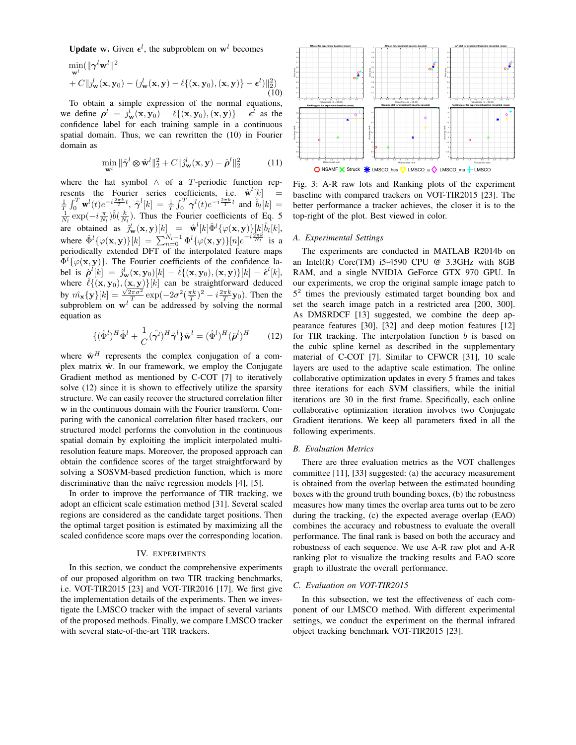**Update w.** Given $\boldsymbol{\epsilon}^l$, the subproblem on $\mathbf{w}^l$ becomes

$$\min_{\mathbf{w}^l}(\|\boldsymbol{\gamma}^l\mathbf{w}^l\|^2 + C\|j^l_{\mathbf{w}}(\mathbf{x},\mathbf{y}_0) - (j^l_{\mathbf{w}}(\mathbf{x},\mathbf{y}) - \ell\{(\mathbf{x},\mathbf{y}_0),(\mathbf{x},\mathbf{y})\} - \boldsymbol{\epsilon}^l)\|_2^2) \tag{10}$$

To obtain a simple expression of the normal equations, we define $\boldsymbol{\rho}^l = j^l_{\mathbf{w}}(\mathbf{x},\mathbf{y}_0) - \ell\{(\mathbf{x},\mathbf{y}_0),(\mathbf{x},\mathbf{y})\} - \boldsymbol{\epsilon}^l$ as the confidence label for each training sample in a continuous spatial domain. Thus, we can rewritten the (10) in Fourier domain as

$$\min_{\mathbf{w}^l}\|\hat{\boldsymbol{\gamma}}^l \otimes \hat{\mathbf{w}}^l\|_2^2 + C\|\hat{j}^l_{\mathbf{w}}(\mathbf{x},\mathbf{y}) - \hat{\boldsymbol{\rho}}^l\|_2^2 \tag{11}$$

where the hat symbol $\wedge$ of a $T$-periodic function represents the Fourier series coefficients, i.e. $\hat{\mathbf{w}}^l[k] = \frac{1}{T}\int_0^T \mathbf{w}^l(t)e^{-i\frac{2\pi k}{T}t}$, $\hat{\boldsymbol{\gamma}}^l[k] = \frac{1}{T}\int_0^T \boldsymbol{\gamma}^l(t)e^{-i\frac{2\pi k}{T}t}$ and $\hat{b}_l[k] = \frac{1}{N_l}\exp(-i\frac{\pi}{N_l})\hat{b}(\frac{k}{N_l})$. Thus the Fourier coefficients of Eq. 5 are obtained as $\hat{j}^l_{\mathbf{w}}(\mathbf{x},\mathbf{y})[k] = \hat{\mathbf{w}}^l[k]\hat{\Phi}^l\{\varphi(\mathbf{x},\mathbf{y})\}[k]\hat{b}_l[k]$, where $\hat{\Phi}^l\{\varphi(\mathbf{x},\mathbf{y})\}[k] = \sum_{n=0}^{N_l-1}\Phi^l\{\varphi(\mathbf{x},\mathbf{y})\}[n]e^{-i\frac{2\pi k}{N_l}}$ is a periodically extended DFT of the interpolated feature maps $\Phi^l\{\varphi(\mathbf{x},\mathbf{y})\}$. The Fourier coefficients of the confidence label is $\hat{\boldsymbol{\rho}}^l[k] = \hat{j}^l_{\mathbf{w}}(\mathbf{x},\mathbf{y}_0)[k] - \hat{\ell}\{(\mathbf{x},\mathbf{y}_0),(\mathbf{x},\mathbf{y})\}[k] - \hat{\boldsymbol{\epsilon}}^l[k]$, where $\hat{\ell}\{(\mathbf{x},\mathbf{y}_0),(\mathbf{x},\mathbf{y})\}[k]$ can be straightforward deduced by $\hat{m_{\mathbf{x}}}\{\mathbf{y}\}[k] = \frac{\sqrt{2\pi\sigma^2}}{T}\exp(-2\sigma^2(\frac{\pi k}{T})^2 - i\frac{2\pi k}{T}\mathbf{y}_0)$. Then the subproblem on $\mathbf{w}^l$ can be addressed by solving the normal equation as

$$\{(\hat{\Phi}^l)^H\hat{\Phi}^l + \frac{1}{C}(\hat{\gamma^l})^H\hat{\boldsymbol{\gamma}}^l\}\hat{\mathbf{w}}^l = (\hat{\Phi}^l)^H(\hat{\boldsymbol{\rho}}^l)^H \tag{12}$$

where $\hat{\mathbf{w}}^H$ represents the complex conjugation of a complex matrix $\hat{\mathbf{w}}$. In our framework, we employ the Conjugate Gradient method as mentioned by C-COT [7] to iteratively solve (12) since it is shown to effectively utilize the sparsity structure. We can easily recover the structured correlation filter $\mathbf{w}$ in the continuous domain with the Fourier transform. Comparing with the canonical correlation filter based trackers, our structured model performs the convolution in the continuous spatial domain by exploiting the implicit interpolated multi-resolution feature maps. Moreover, the proposed approach can obtain the confidence scores of the target straightforward by solving a SOSVM-based prediction function, which is more discriminative than the naïve regression models [4], [5].

In order to improve the performance of TIR tracking, we adopt an efficient scale estimation method [31]. Several scaled regions are considered as the candidate target positions. Then the optimal target position is estimated by maximizing all the scaled confidence score maps over the corresponding location.

## IV. Experiments

In this section, we conduct the comprehensive experiments of our proposed algorithm on two TIR tracking benchmarks, i.e. VOT-TIR2015 [23] and VOT-TIR2016 [17]. We first give the implementation details of the experiments. Then we investigate the LMSCO tracker with the impact of several variants of the proposed methods. Finally, we compare LMSCO tracker with several state-of-the-art TIR trackers.

AR plot for experiment baseline (mean)
AR plot for experiment baseline (pooled)
AR plot for experiment baseline (weighted_mean)
Ranking plot for experiment baseline (mean)
Ranking plot for experiment baseline (pooled)
Ranking plot for experiment baseline (weighted_mean)
NSAMF Struck LMSCO_hcs LMSCO_a LMSCO_ma LMSCO

Fig. 3: A-R raw lots and Ranking plots of the experiment baseline with compared trackers on VOT-TIR2015 [23]. The better performance a tracker achieves, the closer it is to the top-right of the plot. Best viewed in color.

### A. Experimental Settings

The experiments are conducted in MATLAB R2014b on an Intel(R) Core(TM) i5-4590 CPU @ 3.3GHz with 8GB RAM, and a single NVIDIA GeForce GTX 970 GPU. In our experiments, we crop the original sample image patch to $5^2$ times the previously estimated target bounding box and set the search image patch in a restricted area [200, 300]. As DMSRDCF [13] suggested, we combine the deep appearance features [30], [32] and deep motion features [12] for TIR tracking. The interpolation function $b$ is based on the cubic spline kernel as described in the supplementary material of C-COT [7]. Similar to CFWCR [31], 10 scale layers are used to the adaptive scale estimation. The online collaborative optimization updates in every 5 frames and takes three iterations for each SVM classifiers, while the initial iterations are 30 in the first frame. Specifically, each online collaborative optimization iteration involves two Conjugate Gradient iterations. We keep all parameters fixed in all the following experiments.

### B. Evaluation Metrics

There are three evaluation metrics as the VOT challenges committee [11], [33] suggested: (a) the accuracy measurement is obtained from the overlap between the estimated bounding boxes with the ground truth bounding boxes, (b) the robustness measures how many times the overlap area turns out to be zero during the tracking, (c) the expected average overlap (EAO) combines the accuracy and robustness to evaluate the overall performance. The final rank is based on both the accuracy and robustness of each sequence. We use A-R raw plot and A-R ranking plot to visualize the tracking results and EAO score graph to illustrate the overall performance.

### C. Evaluation on VOT-TIR2015

In this subsection, we test the effectiveness of each component of our LMSCO method. With different experimental settings, we conduct the experiment on the thermal infrared object tracking benchmark VOT-TIR2015 [23].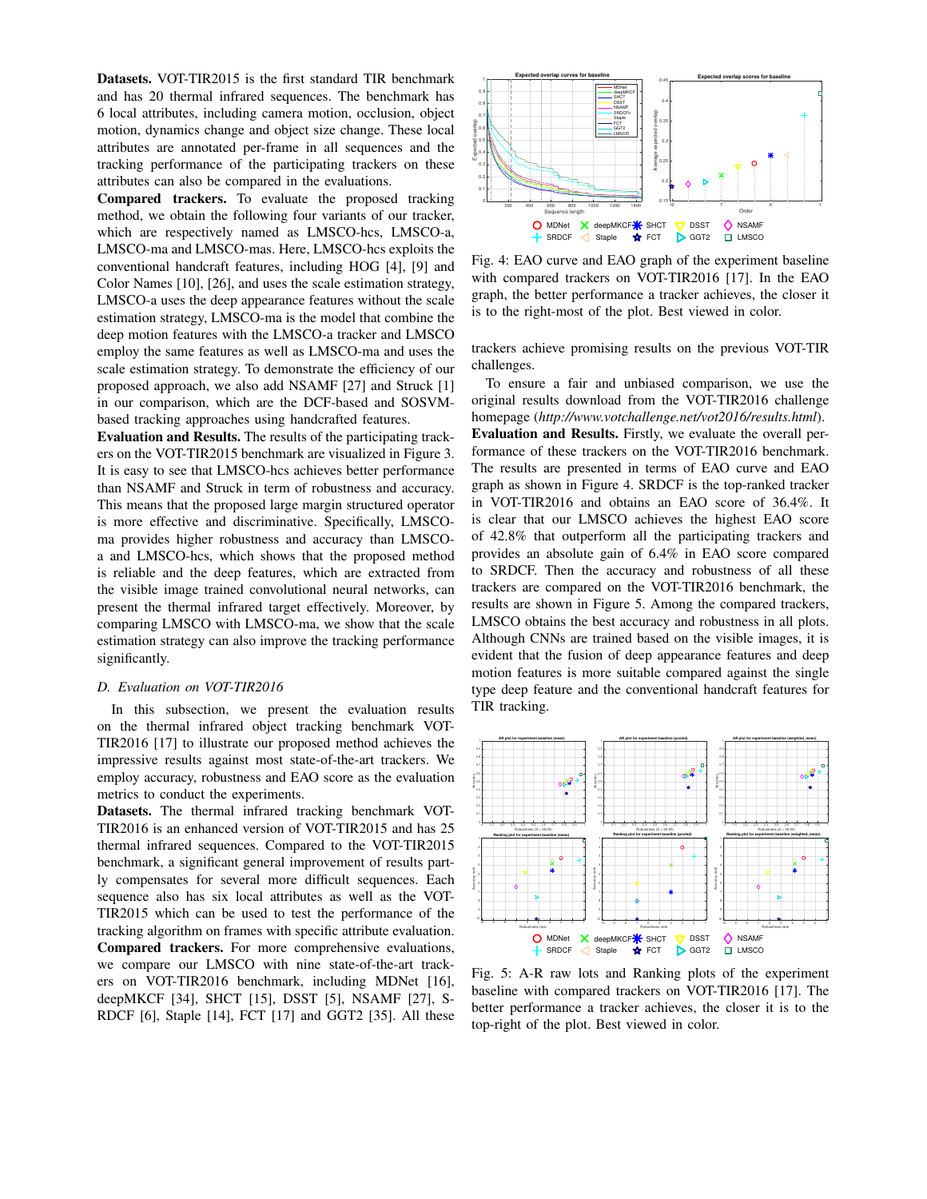**Datasets.** VOT-TIR2015 is the first standard TIR benchmark and has 20 thermal infrared sequences. The benchmark has 6 local attributes, including camera motion, occlusion, object motion, dynamics change and object size change. These local attributes are annotated per-frame in all sequences and the tracking performance of the participating trackers on these attributes can also be compared in the evaluations.

**Compared trackers.** To evaluate the proposed tracking method, we obtain the following four variants of our tracker, which are respectively named as LMSCO-hcs, LMSCO-a, LMSCO-ma and LMSCO-mas. Here, LMSCO-hcs exploits the conventional handcraft features, including HOG [4], [9] and Color Names [10], [26], and uses the scale estimation strategy, LMSCO-a uses the deep appearance features without the scale estimation strategy, LMSCO-ma is the model that combine the deep motion features with the LMSCO-a tracker and LMSCO employ the same features as well as LMSCO-ma and uses the scale estimation strategy. To demonstrate the efficiency of our proposed approach, we also add NSAMF [27] and Struck [1] in our comparison, which are the DCF-based and SOSVM-based tracking approaches using handcrafted features.

**Evaluation and Results.** The results of the participating trackers on the VOT-TIR2015 benchmark are visualized in Figure 3. It is easy to see that LMSCO-hcs achieves better performance than NSAMF and Struck in term of robustness and accuracy. This means that the proposed large margin structured operator is more effective and discriminative. Specifically, LMSCO-ma provides higher robustness and accuracy than LMSCO-a and LMSCO-hcs, which shows that the proposed method is reliable and the deep features, which are extracted from the visible image trained convolutional neural networks, can present the thermal infrared target effectively. Moreover, by comparing LMSCO with LMSCO-ma, we show that the scale estimation strategy can also improve the tracking performance significantly.

### *D. Evaluation on VOT-TIR2016*

In this subsection, we present the evaluation results on the thermal infrared object tracking benchmark VOT-TIR2016 [17] to illustrate our proposed method achieves the impressive results against most state-of-the-art trackers. We employ accuracy, robustness and EAO score as the evaluation metrics to conduct the experiments.

**Datasets.** The thermal infrared tracking benchmark VOT-TIR2016 is an enhanced version of VOT-TIR2015 and has 25 thermal infrared sequences. Compared to the VOT-TIR2015 benchmark, a significant general improvement of results partly compensates for several more difficult sequences. Each sequence also has six local attributes as well as the VOT-TIR2015 which can be used to test the performance of the tracking algorithm on frames with specific attribute evaluation.

**Compared trackers.** For more comprehensive evaluations, we compare our LMSCO with nine state-of-the-art trackers on VOT-TIR2016 benchmark, including MDNet [16], deepMKCF [34], SHCT [15], DSST [5], NSAMF [27], SRDCF [6], Staple [14], FCT [17] and GGT2 [35]. All these trackers achieve promising results on the previous VOT-TIR challenges.

Expected overlap curves for baseline
Expected overlap
Sequence length
Expected overlap scores for baseline
Average expected overlap
Order
MDNet, deepMKCF, SHCT, DSST, NSAMF, SRDCF, Staple, FCT, GGT2, LMSCO

Fig. 4: EAO curve and EAO graph of the experiment baseline with compared trackers on VOT-TIR2016 [17]. In the EAO graph, the better performance a tracker achieves, the closer it is to the right-most of the plot. Best viewed in color.

To ensure a fair and unbiased comparison, we use the original results download from the VOT-TIR2016 challenge homepage (*http://www.votchallenge.net/vot2016/results.html*).

**Evaluation and Results.** Firstly, we evaluate the overall performance of these trackers on the VOT-TIR2016 benchmark. The results are presented in terms of EAO curve and EAO graph as shown in Figure 4. SRDCF is the top-ranked tracker in VOT-TIR2016 and obtains an EAO score of 36.4%. It is clear that our LMSCO achieves the highest EAO score of 42.8% that outperform all the participating trackers and provides an absolute gain of 6.4% in EAO score compared to SRDCF. Then the accuracy and robustness of all these trackers are compared on the VOT-TIR2016 benchmark, the results are shown in Figure 5. Among the compared trackers, LMSCO obtains the best accuracy and robustness in all plots. Although CNNs are trained based on the visible images, it is evident that the fusion of deep appearance features and deep motion features is more suitable compared against the single type deep feature and the conventional handcraft features for TIR tracking.

AR plot for experiment baseline (mean)
AR plot for experiment baseline (pooled)
AR plot for experiment baseline (weighted_mean)
Ranking plot for experiment baseline (mean)
Ranking plot for experiment baseline (pooled)
Ranking plot for experiment baseline (weighted_mean)
MDNet, deepMKCF, SHCT, DSST, NSAMF, SRDCF, Staple, FCT, GGT2, LMSCO

Fig. 5: A-R raw lots and Ranking plots of the experiment baseline with compared trackers on VOT-TIR2016 [17]. The better performance a tracker achieves, the closer it is to the top-right of the plot. Best viewed in color.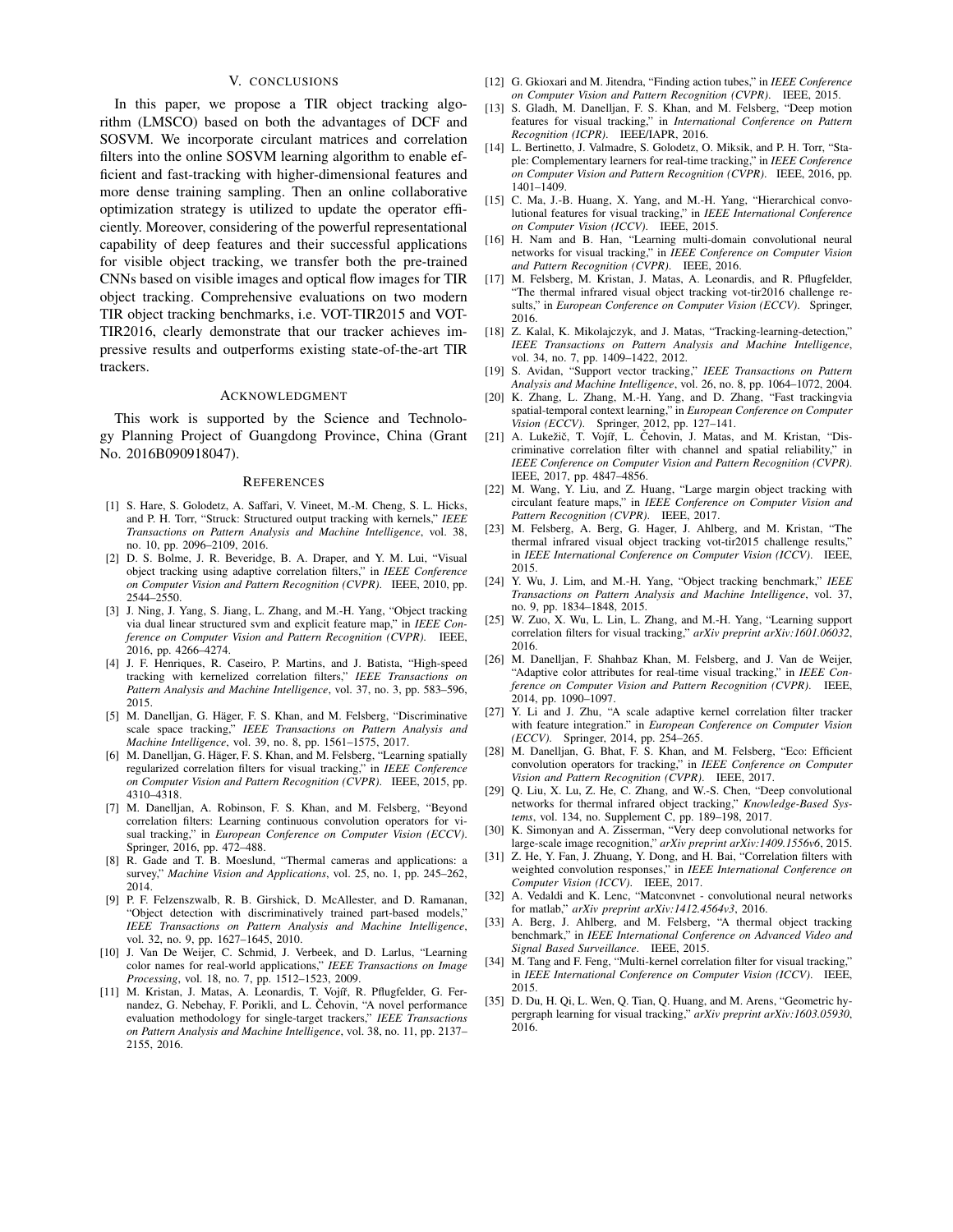## V. CONCLUSIONS

In this paper, we propose a TIR object tracking algorithm (LMSCO) based on both the advantages of DCF and SOSVM. We incorporate circulant matrices and correlation filters into the online SOSVM learning algorithm to enable efficient and fast-tracking with higher-dimensional features and more dense training sampling. Then an online collaborative optimization strategy is utilized to update the operator efficiently. Moreover, considering of the powerful representational capability of deep features and their successful applications for visible object tracking, we transfer both the pre-trained CNNs based on visible images and optical flow images for TIR object tracking. Comprehensive evaluations on two modern TIR object tracking benchmarks, i.e. VOT-TIR2015 and VOT-TIR2016, clearly demonstrate that our tracker achieves impressive results and outperforms existing state-of-the-art TIR trackers.

## ACKNOWLEDGMENT

This work is supported by the Science and Technology Planning Project of Guangdong Province, China (Grant No. 2016B090918047).

## REFERENCES

[1] S. Hare, S. Golodetz, A. Saffari, V. Vineet, M.-M. Cheng, S. L. Hicks, and P. H. Torr, "Struck: Structured output tracking with kernels," *IEEE Transactions on Pattern Analysis and Machine Intelligence*, vol. 38, no. 10, pp. 2096–2109, 2016.

[2] D. S. Bolme, J. R. Beveridge, B. A. Draper, and Y. M. Lui, "Visual object tracking using adaptive correlation filters," in *IEEE Conference on Computer Vision and Pattern Recognition (CVPR)*. IEEE, 2010, pp. 2544–2550.

[3] J. Ning, J. Yang, S. Jiang, L. Zhang, and M.-H. Yang, "Object tracking via dual linear structured svm and explicit feature map," in *IEEE Conference on Computer Vision and Pattern Recognition (CVPR)*. IEEE, 2016, pp. 4266–4274.

[4] J. F. Henriques, R. Caseiro, P. Martins, and J. Batista, "High-speed tracking with kernelized correlation filters," *IEEE Transactions on Pattern Analysis and Machine Intelligence*, vol. 37, no. 3, pp. 583–596, 2015.

[5] M. Danelljan, G. Häger, F. S. Khan, and M. Felsberg, "Discriminative scale space tracking," *IEEE Transactions on Pattern Analysis and Machine Intelligence*, vol. 39, no. 8, pp. 1561–1575, 2017.

[6] M. Danelljan, G. Häger, F. S. Khan, and M. Felsberg, "Learning spatially regularized correlation filters for visual tracking," in *IEEE Conference on Computer Vision and Pattern Recognition (CVPR)*. IEEE, 2015, pp. 4310–4318.

[7] M. Danelljan, A. Robinson, F. S. Khan, and M. Felsberg, "Beyond correlation filters: Learning continuous convolution operators for visual tracking," in *European Conference on Computer Vision (ECCV)*. Springer, 2016, pp. 472–488.

[8] R. Gade and T. B. Moeslund, "Thermal cameras and applications: a survey," *Machine Vision and Applications*, vol. 25, no. 1, pp. 245–262, 2014.

[9] P. F. Felzenszwalb, R. B. Girshick, D. McAllester, and D. Ramanan, "Object detection with discriminatively trained part-based models," *IEEE Transactions on Pattern Analysis and Machine Intelligence*, vol. 32, no. 9, pp. 1627–1645, 2010.

[10] J. Van De Weijer, C. Schmid, J. Verbeek, and D. Larlus, "Learning color names for real-world applications," *IEEE Transactions on Image Processing*, vol. 18, no. 7, pp. 1512–1523, 2009.

[11] M. Kristan, J. Matas, A. Leonardis, T. Vojíř, R. Pflugfelder, G. Fernandez, G. Nebehay, F. Porikli, and L. Čehovin, "A novel performance evaluation methodology for single-target trackers," *IEEE Transactions on Pattern Analysis and Machine Intelligence*, vol. 38, no. 11, pp. 2137–2155, 2016.

[12] G. Gkioxari and M. Jitendra, "Finding action tubes," in *IEEE Conference on Computer Vision and Pattern Recognition (CVPR)*. IEEE, 2015.

[13] S. Gladh, M. Danelljan, F. S. Khan, and M. Felsberg, "Deep motion features for visual tracking," in *International Conference on Pattern Recognition (ICPR)*. IEEE/IAPR, 2016.

[14] L. Bertinetto, J. Valmadre, S. Golodetz, O. Miksik, and P. H. Torr, "Staple: Complementary learners for real-time tracking," in *IEEE Conference on Computer Vision and Pattern Recognition (CVPR)*. IEEE, 2016, pp. 1401–1409.

[15] C. Ma, J.-B. Huang, X. Yang, and M.-H. Yang, "Hierarchical convolutional features for visual tracking," in *IEEE International Conference on Computer Vision (ICCV)*. IEEE, 2015.

[16] H. Nam and B. Han, "Learning multi-domain convolutional neural networks for visual tracking," in *IEEE Conference on Computer Vision and Pattern Recognition (CVPR)*. IEEE, 2016.

[17] M. Felsberg, M. Kristan, J. Matas, A. Leonardis, and R. Pflugfelder, "The thermal infrared visual object tracking vot-tir2016 challenge results," in *European Conference on Computer Vision (ECCV)*. Springer, 2016.

[18] Z. Kalal, K. Mikolajczyk, and J. Matas, "Tracking-learning-detection," *IEEE Transactions on Pattern Analysis and Machine Intelligence*, vol. 34, no. 7, pp. 1409–1422, 2012.

[19] S. Avidan, "Support vector tracking," *IEEE Transactions on Pattern Analysis and Machine Intelligence*, vol. 26, no. 8, pp. 1064–1072, 2004.

[20] K. Zhang, L. Zhang, M.-H. Yang, and D. Zhang, "Fast trackingvia spatial-temporal context learning," in *European Conference on Computer Vision (ECCV)*. Springer, 2012, pp. 127–141.

[21] A. Lukežič, T. Vojíř, L. Čehovin, J. Matas, and M. Kristan, "Discriminative correlation filter with channel and spatial reliability," in *IEEE Conference on Computer Vision and Pattern Recognition (CVPR)*. IEEE, 2017, pp. 4847–4856.

[22] M. Wang, Y. Liu, and Z. Huang, "Large margin object tracking with circulant feature maps," in *IEEE Conference on Computer Vision and Pattern Recognition (CVPR)*. IEEE, 2017.

[23] M. Felsberg, A. Berg, G. Hager, J. Ahlberg, and M. Kristan, "The thermal infrared visual object tracking vot-tir2015 challenge results," in *IEEE International Conference on Computer Vision (ICCV)*. IEEE, 2015.

[24] Y. Wu, J. Lim, and M.-H. Yang, "Object tracking benchmark," *IEEE Transactions on Pattern Analysis and Machine Intelligence*, vol. 37, no. 9, pp. 1834–1848, 2015.

[25] W. Zuo, X. Wu, L. Lin, L. Zhang, and M.-H. Yang, "Learning support correlation filters for visual tracking," *arXiv preprint arXiv:1601.06032*, 2016.

[26] M. Danelljan, F. Shahbaz Khan, M. Felsberg, and J. Van de Weijer, "Adaptive color attributes for real-time visual tracking," in *IEEE Conference on Computer Vision and Pattern Recognition (CVPR)*. IEEE, 2014, pp. 1090–1097.

[27] Y. Li and J. Zhu, "A scale adaptive kernel correlation filter tracker with feature integration." in *European Conference on Computer Vision (ECCV)*. Springer, 2014, pp. 254–265.

[28] M. Danelljan, G. Bhat, F. S. Khan, and M. Felsberg, "Eco: Efficient convolution operators for tracking," in *IEEE Conference on Computer Vision and Pattern Recognition (CVPR)*. IEEE, 2017.

[29] Q. Liu, X. Lu, Z. He, C. Zhang, and W.-S. Chen, "Deep convolutional networks for thermal infrared object tracking," *Knowledge-Based Systems*, vol. 134, no. Supplement C, pp. 189–198, 2017.

[30] K. Simonyan and A. Zisserman, "Very deep convolutional networks for large-scale image recognition," *arXiv preprint arXiv:1409.1556v6*, 2015.

[31] Z. He, Y. Fan, J. Zhuang, Y. Dong, and H. Bai, "Correlation filters with weighted convolution responses," in *IEEE International Conference on Computer Vision (ICCV)*. IEEE, 2017.

[32] A. Vedaldi and K. Lenc, "Matconvnet - convolutional neural networks for matlab," *arXiv preprint arXiv:1412.4564v3*, 2016.

[33] A. Berg, J. Ahlberg, and M. Felsberg, "A thermal object tracking benchmark," in *IEEE International Conference on Advanced Video and Signal Based Surveillance*. IEEE, 2015.

[34] M. Tang and F. Feng, "Multi-kernel correlation filter for visual tracking," in *IEEE International Conference on Computer Vision (ICCV)*. IEEE, 2015.

[35] D. Du, H. Qi, L. Wen, Q. Tian, Q. Huang, and M. Arens, "Geometric hypergraph learning for visual tracking," *arXiv preprint arXiv:1603.05930*, 2016.